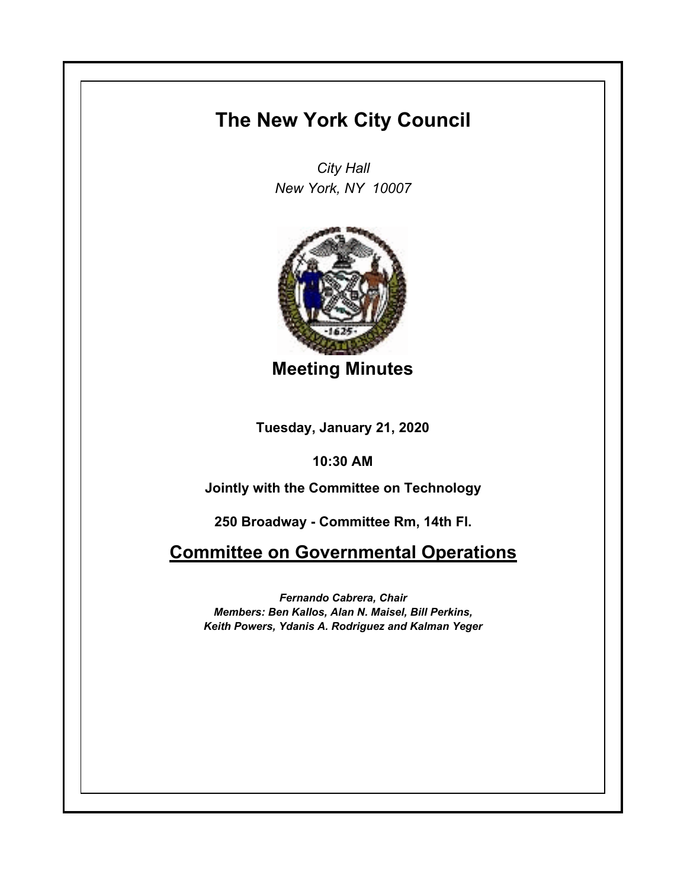# The New York City Council

*City Hall*
*New York, NY 10007*

## Meeting Minutes

**Tuesday, January 21, 2020**

**10:30 AM**

**Jointly with the Committee on Technology**

**250 Broadway - Committee Rm, 14th Fl.**

## Committee on Governmental Operations

***Fernando Cabrera, Chair***
***Members: Ben Kallos, Alan N. Maisel, Bill Perkins, Keith Powers, Ydanis A. Rodriguez and Kalman Yeger***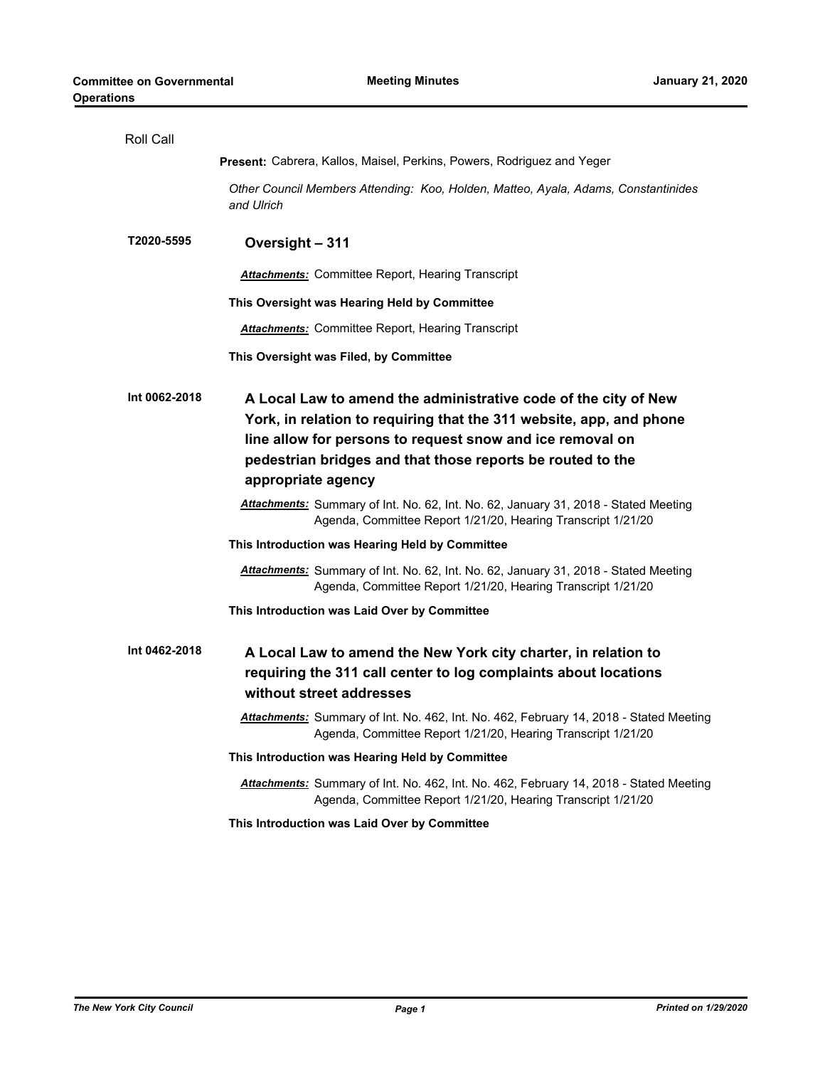Roll Call

**Present:** Cabrera, Kallos, Maisel, Perkins, Powers, Rodriguez and Yeger

*Other Council Members Attending: Koo, Holden, Matteo, Ayala, Adams, Constantinides and Ulrich*

**T2020-5595** **Oversight – 311**

***Attachments:*** Committee Report, Hearing Transcript

**This Oversight was Hearing Held by Committee**

***Attachments:*** Committee Report, Hearing Transcript

**This Oversight was Filed, by Committee**

**Int 0062-2018** **A Local Law to amend the administrative code of the city of New York, in relation to requiring that the 311 website, app, and phone line allow for persons to request snow and ice removal on pedestrian bridges and that those reports be routed to the appropriate agency**

***Attachments:*** Summary of Int. No. 62, Int. No. 62, January 31, 2018 - Stated Meeting Agenda, Committee Report 1/21/20, Hearing Transcript 1/21/20

**This Introduction was Hearing Held by Committee**

***Attachments:*** Summary of Int. No. 62, Int. No. 62, January 31, 2018 - Stated Meeting Agenda, Committee Report 1/21/20, Hearing Transcript 1/21/20

**This Introduction was Laid Over by Committee**

**Int 0462-2018** **A Local Law to amend the New York city charter, in relation to requiring the 311 call center to log complaints about locations without street addresses**

***Attachments:*** Summary of Int. No. 462, Int. No. 462, February 14, 2018 - Stated Meeting Agenda, Committee Report 1/21/20, Hearing Transcript 1/21/20

**This Introduction was Hearing Held by Committee**

***Attachments:*** Summary of Int. No. 462, Int. No. 462, February 14, 2018 - Stated Meeting Agenda, Committee Report 1/21/20, Hearing Transcript 1/21/20

**This Introduction was Laid Over by Committee**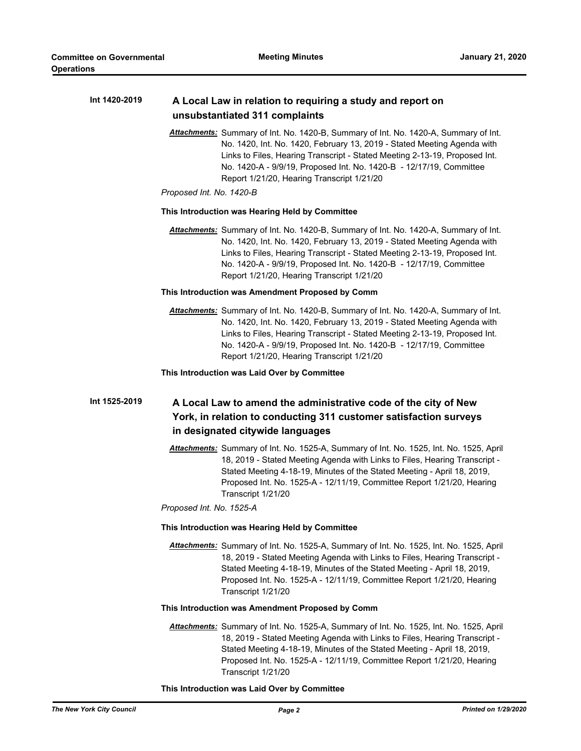**Int 1420-2019** **A Local Law in relation to requiring a study and report on unsubstantiated 311 complaints**

***Attachments:*** Summary of Int. No. 1420-B, Summary of Int. No. 1420-A, Summary of Int. No. 1420, Int. No. 1420, February 13, 2019 - Stated Meeting Agenda with Links to Files, Hearing Transcript - Stated Meeting 2-13-19, Proposed Int. No. 1420-A - 9/9/19, Proposed Int. No. 1420-B - 12/17/19, Committee Report 1/21/20, Hearing Transcript 1/21/20

*Proposed Int. No. 1420-B*

**This Introduction was Hearing Held by Committee**

***Attachments:*** Summary of Int. No. 1420-B, Summary of Int. No. 1420-A, Summary of Int. No. 1420, Int. No. 1420, February 13, 2019 - Stated Meeting Agenda with Links to Files, Hearing Transcript - Stated Meeting 2-13-19, Proposed Int. No. 1420-A - 9/9/19, Proposed Int. No. 1420-B - 12/17/19, Committee Report 1/21/20, Hearing Transcript 1/21/20

**This Introduction was Amendment Proposed by Comm**

***Attachments:*** Summary of Int. No. 1420-B, Summary of Int. No. 1420-A, Summary of Int. No. 1420, Int. No. 1420, February 13, 2019 - Stated Meeting Agenda with Links to Files, Hearing Transcript - Stated Meeting 2-13-19, Proposed Int. No. 1420-A - 9/9/19, Proposed Int. No. 1420-B - 12/17/19, Committee Report 1/21/20, Hearing Transcript 1/21/20

**This Introduction was Laid Over by Committee**

**Int 1525-2019** **A Local Law to amend the administrative code of the city of New York, in relation to conducting 311 customer satisfaction surveys in designated citywide languages**

***Attachments:*** Summary of Int. No. 1525-A, Summary of Int. No. 1525, Int. No. 1525, April 18, 2019 - Stated Meeting Agenda with Links to Files, Hearing Transcript - Stated Meeting 4-18-19, Minutes of the Stated Meeting - April 18, 2019, Proposed Int. No. 1525-A - 12/11/19, Committee Report 1/21/20, Hearing Transcript 1/21/20

*Proposed Int. No. 1525-A*

**This Introduction was Hearing Held by Committee**

***Attachments:*** Summary of Int. No. 1525-A, Summary of Int. No. 1525, Int. No. 1525, April 18, 2019 - Stated Meeting Agenda with Links to Files, Hearing Transcript - Stated Meeting 4-18-19, Minutes of the Stated Meeting - April 18, 2019, Proposed Int. No. 1525-A - 12/11/19, Committee Report 1/21/20, Hearing Transcript 1/21/20

**This Introduction was Amendment Proposed by Comm**

***Attachments:*** Summary of Int. No. 1525-A, Summary of Int. No. 1525, Int. No. 1525, April 18, 2019 - Stated Meeting Agenda with Links to Files, Hearing Transcript - Stated Meeting 4-18-19, Minutes of the Stated Meeting - April 18, 2019, Proposed Int. No. 1525-A - 12/11/19, Committee Report 1/21/20, Hearing Transcript 1/21/20

**This Introduction was Laid Over by Committee**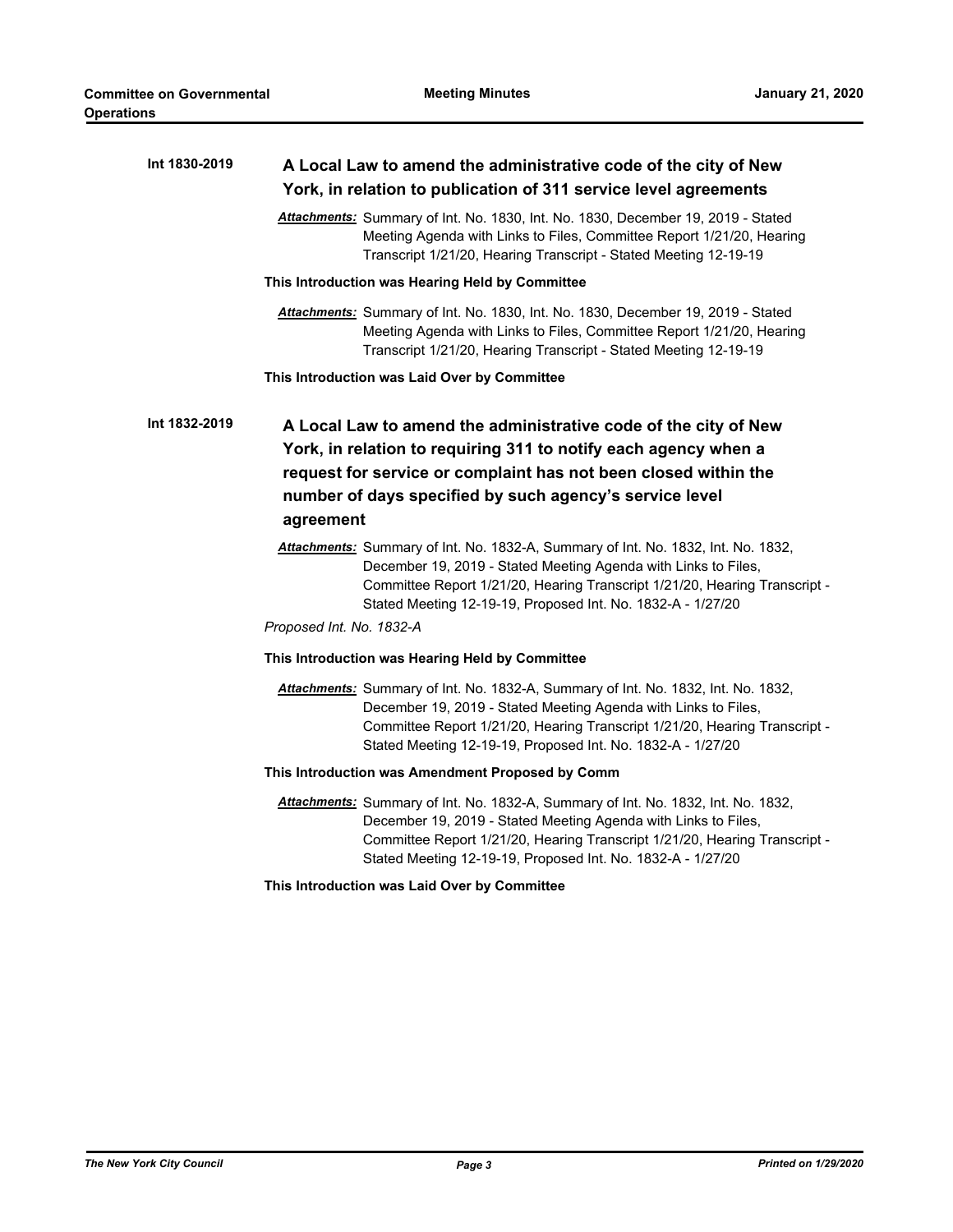**Int 1830-2019** — **A Local Law to amend the administrative code of the city of New York, in relation to publication of 311 service level agreements**

***Attachments:*** Summary of Int. No. 1830, Int. No. 1830, December 19, 2019 - Stated Meeting Agenda with Links to Files, Committee Report 1/21/20, Hearing Transcript 1/21/20, Hearing Transcript - Stated Meeting 12-19-19

**This Introduction was Hearing Held by Committee**

***Attachments:*** Summary of Int. No. 1830, Int. No. 1830, December 19, 2019 - Stated Meeting Agenda with Links to Files, Committee Report 1/21/20, Hearing Transcript 1/21/20, Hearing Transcript - Stated Meeting 12-19-19

**This Introduction was Laid Over by Committee**

**Int 1832-2019** — **A Local Law to amend the administrative code of the city of New York, in relation to requiring 311 to notify each agency when a request for service or complaint has not been closed within the number of days specified by such agency's service level agreement**

***Attachments:*** Summary of Int. No. 1832-A, Summary of Int. No. 1832, Int. No. 1832, December 19, 2019 - Stated Meeting Agenda with Links to Files, Committee Report 1/21/20, Hearing Transcript 1/21/20, Hearing Transcript - Stated Meeting 12-19-19, Proposed Int. No. 1832-A - 1/27/20

*Proposed Int. No. 1832-A*

**This Introduction was Hearing Held by Committee**

***Attachments:*** Summary of Int. No. 1832-A, Summary of Int. No. 1832, Int. No. 1832, December 19, 2019 - Stated Meeting Agenda with Links to Files, Committee Report 1/21/20, Hearing Transcript 1/21/20, Hearing Transcript - Stated Meeting 12-19-19, Proposed Int. No. 1832-A - 1/27/20

**This Introduction was Amendment Proposed by Comm**

***Attachments:*** Summary of Int. No. 1832-A, Summary of Int. No. 1832, Int. No. 1832, December 19, 2019 - Stated Meeting Agenda with Links to Files, Committee Report 1/21/20, Hearing Transcript 1/21/20, Hearing Transcript - Stated Meeting 12-19-19, Proposed Int. No. 1832-A - 1/27/20

**This Introduction was Laid Over by Committee**